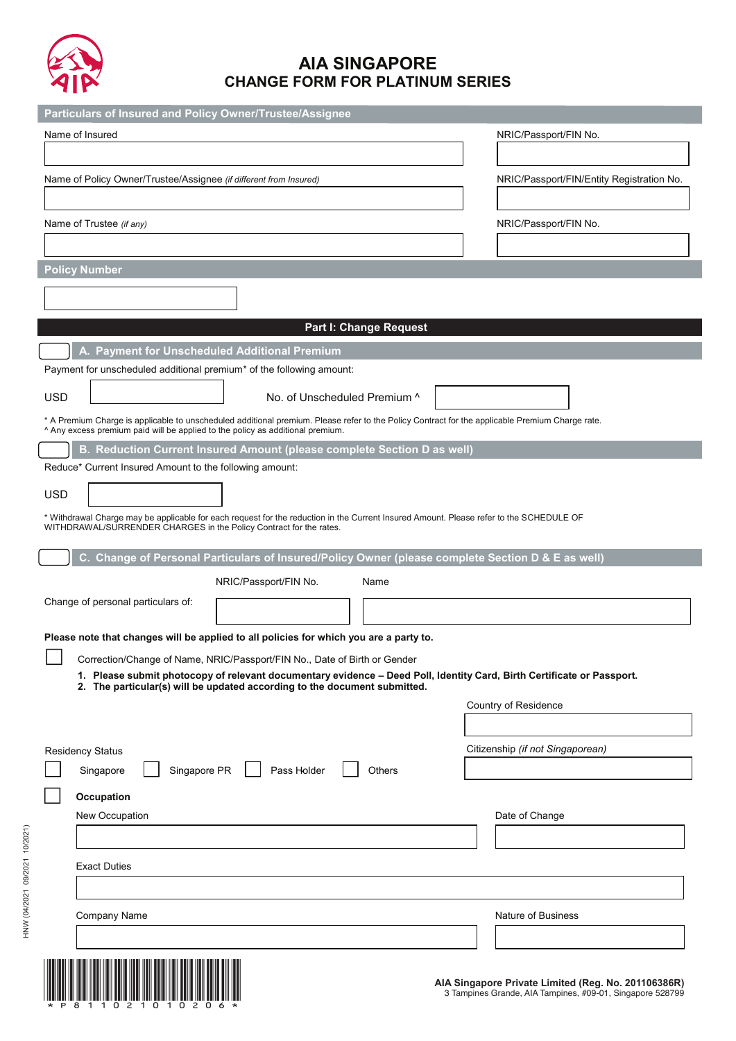# AIA SINGAPORE
## CHANGE FORM FOR PLATINUM SERIES

### Particulars of Insured and Policy Owner/Trustee/Assignee

Name of Insured

NRIC/Passport/FIN No.

Name of Policy Owner/Trustee/Assignee *(if different from Insured)*

NRIC/Passport/FIN/Entity Registration No.

Name of Trustee *(if any)*

NRIC/Passport/FIN No.

### Policy Number

## Part I: Change Request

### ☐ A. Payment for Unscheduled Additional Premium

Payment for unscheduled additional premium* of the following amount:

USD &nbsp;&nbsp;&nbsp;&nbsp; No. of Unscheduled Premium ^

\* A Premium Charge is applicable to unscheduled additional premium. Please refer to the Policy Contract for the applicable Premium Charge rate.
^ Any excess premium paid will be applied to the policy as additional premium.

### ☐ B. Reduction Current Insured Amount (please complete Section D as well)

Reduce* Current Insured Amount to the following amount:

USD

\* Withdrawal Charge may be applicable for each request for the reduction in the Current Insured Amount. Please refer to the SCHEDULE OF WITHDRAWAL/SURRENDER CHARGES in the Policy Contract for the rates.

### ☐ C. Change of Personal Particulars of Insured/Policy Owner (please complete Section D & E as well)

Change of personal particulars of: &nbsp;&nbsp; NRIC/Passport/FIN No. &nbsp;&nbsp; Name

**Please note that changes will be applied to all policies for which you are a party to.**

☐ Correction/Change of Name, NRIC/Passport/FIN No., Date of Birth or Gender

1. **Please submit photocopy of relevant documentary evidence – Deed Poll, Identity Card, Birth Certificate or Passport.**
2. **The particular(s) will be updated according to the document submitted.**

Country of Residence

Residency Status

☐ Singapore &nbsp; ☐ Singapore PR &nbsp; ☐ Pass Holder &nbsp; ☐ Others

Citizenship *(if not Singaporean)*

☐ **Occupation**

New Occupation

Date of Change

Exact Duties

Company Name

Nature of Business

HNW (04/2021 09/2021 10/2021)

\*P81102101020 6\*

**AIA Singapore Private Limited (Reg. No. 201106386R)**
3 Tampines Grande, AIA Tampines, #09-01, Singapore 528799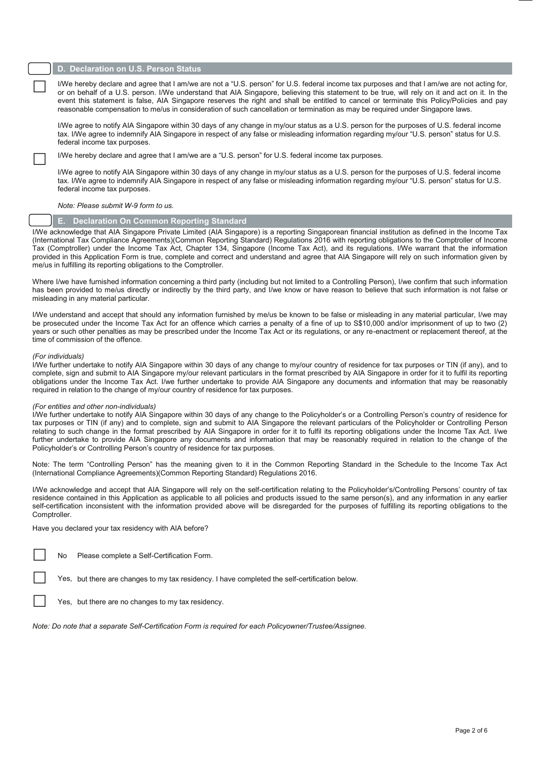## D. Declaration on U.S. Person Status

☐ I/We hereby declare and agree that I am/we are not a "U.S. person" for U.S. federal income tax purposes and that I am/we are not acting for, or on behalf of a U.S. person. I/We understand that AIA Singapore, believing this statement to be true, will rely on it and act on it. In the event this statement is false, AIA Singapore reserves the right and shall be entitled to cancel or terminate this Policy/Policies and pay reasonable compensation to me/us in consideration of such cancellation or termination as may be required under Singapore laws.

I/We agree to notify AIA Singapore within 30 days of any change in my/our status as a U.S. person for the purposes of U.S. federal income tax. I/We agree to indemnify AIA Singapore in respect of any false or misleading information regarding my/our "U.S. person" status for U.S. federal income tax purposes.

☐ I/We hereby declare and agree that I am/we are a "U.S. person" for U.S. federal income tax purposes.

I/We agree to notify AIA Singapore within 30 days of any change in my/our status as a U.S. person for the purposes of U.S. federal income tax. I/We agree to indemnify AIA Singapore in respect of any false or misleading information regarding my/our "U.S. person" status for U.S. federal income tax purposes.

*Note: Please submit W-9 form to us.*

## E. Declaration On Common Reporting Standard

I/We acknowledge that AIA Singapore Private Limited (AIA Singapore) is a reporting Singaporean financial institution as defined in the Income Tax (International Tax Compliance Agreements)(Common Reporting Standard) Regulations 2016 with reporting obligations to the Comptroller of Income Tax (Comptroller) under the Income Tax Act, Chapter 134, Singapore (Income Tax Act), and its regulations. I/We warrant that the information provided in this Application Form is true, complete and correct and understand and agree that AIA Singapore will rely on such information given by me/us in fulfilling its reporting obligations to the Comptroller.

Where I/we have furnished information concerning a third party (including but not limited to a Controlling Person), I/we confirm that such information has been provided to me/us directly or indirectly by the third party, and I/we know or have reason to believe that such information is not false or misleading in any material particular.

I/We understand and accept that should any information furnished by me/us be known to be false or misleading in any material particular, I/we may be prosecuted under the Income Tax Act for an offence which carries a penalty of a fine of up to S$10,000 and/or imprisonment of up to two (2) years or such other penalties as may be prescribed under the Income Tax Act or its regulations, or any re-enactment or replacement thereof, at the time of commission of the offence.

*(For individuals)*
I/We further undertake to notify AIA Singapore within 30 days of any change to my/our country of residence for tax purposes or TIN (if any), and to complete, sign and submit to AIA Singapore my/our relevant particulars in the format prescribed by AIA Singapore in order for it to fulfil its reporting obligations under the Income Tax Act. I/we further undertake to provide AIA Singapore any documents and information that may be reasonably required in relation to the change of my/our country of residence for tax purposes.

*(For entities and other non-individuals)*
I/We further undertake to notify AIA Singapore within 30 days of any change to the Policyholder's or a Controlling Person's country of residence for tax purposes or TIN (if any) and to complete, sign and submit to AIA Singapore the relevant particulars of the Policyholder or Controlling Person relating to such change in the format prescribed by AIA Singapore in order for it to fulfil its reporting obligations under the Income Tax Act. I/we further undertake to provide AIA Singapore any documents and information that may be reasonably required in relation to the change of the Policyholder's or Controlling Person's country of residence for tax purposes.

Note: The term "Controlling Person" has the meaning given to it in the Common Reporting Standard in the Schedule to the Income Tax Act (International Compliance Agreements)(Common Reporting Standard) Regulations 2016.

I/We acknowledge and accept that AIA Singapore will rely on the self-certification relating to the Policyholder's/Controlling Persons' country of tax residence contained in this Application as applicable to all policies and products issued to the same person(s), and any information in any earlier self-certification inconsistent with the information provided above will be disregarded for the purposes of fulfilling its reporting obligations to the Comptroller.

Have you declared your tax residency with AIA before?

☐ No Please complete a Self-Certification Form.

☐ Yes, but there are changes to my tax residency. I have completed the self-certification below.

☐ Yes, but there are no changes to my tax residency.

*Note: Do note that a separate Self-Certification Form is required for each Policyowner/Trustee/Assignee.*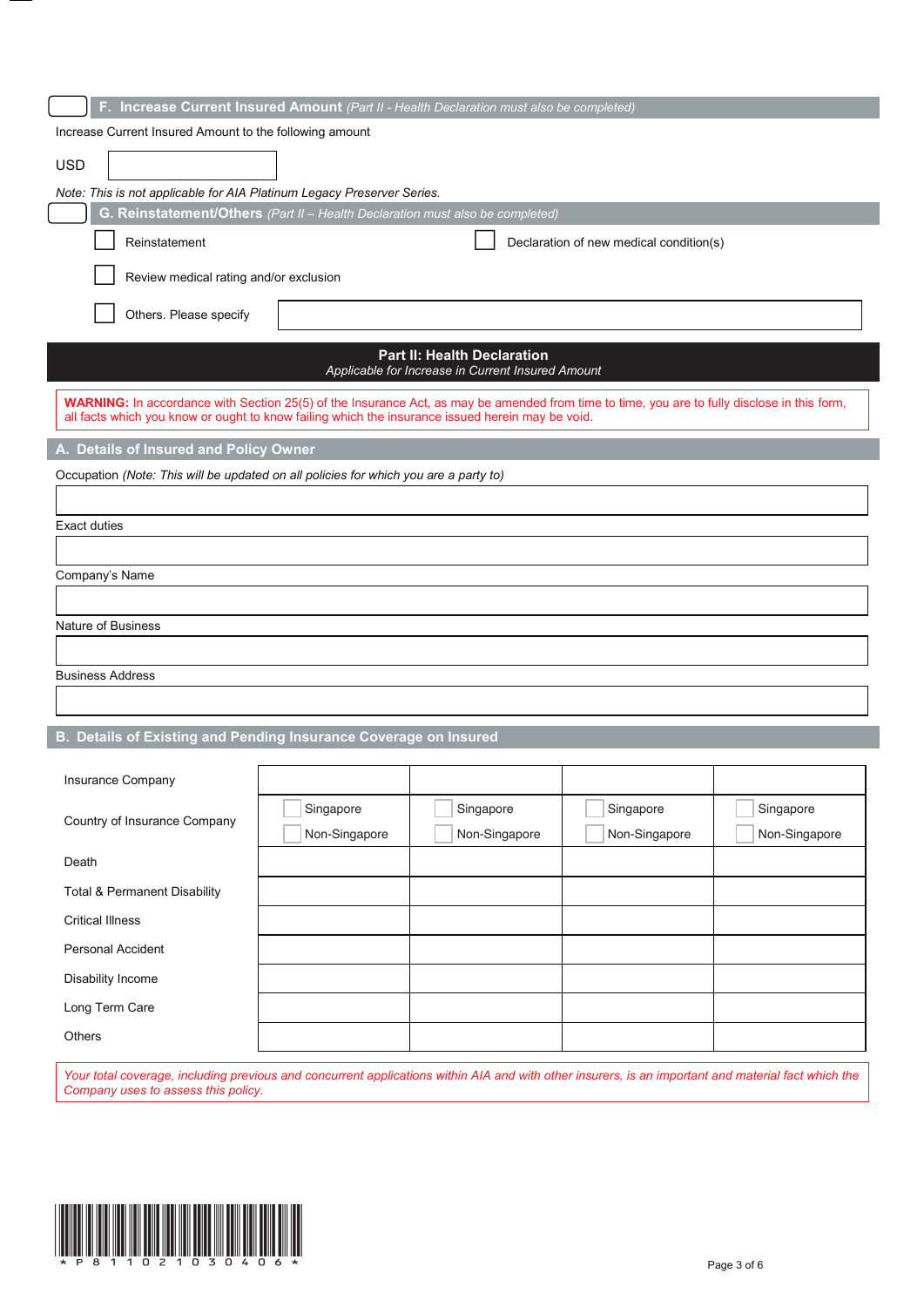## F. Increase Current Insured Amount *(Part II - Health Declaration must also be completed)*

Increase Current Insured Amount to the following amount

USD

*Note: This is not applicable for AIA Platinum Legacy Preserver Series.*

## G. Reinstatement/Others *(Part II – Health Declaration must also be completed)*

- ☐ Reinstatement
- ☐ Declaration of new medical condition(s)
- ☐ Review medical rating and/or exclusion
- ☐ Others. Please specify

# Part II: Health Declaration

*Applicable for Increase in Current Insured Amount*

**WARNING:** In accordance with Section 25(5) of the Insurance Act, as may be amended from time to time, you are to fully disclose in this form, all facts which you know or ought to know failing which the insurance issued herein may be void.

## A. Details of Insured and Policy Owner

Occupation *(Note: This will be updated on all policies for which you are a party to)*

Exact duties

Company's Name

Nature of Business

Business Address

## B. Details of Existing and Pending Insurance Coverage on Insured

| Insurance Company | | | | |
|---|---|---|---|---|
| Country of Insurance Company | ☐ Singapore ☐ Non-Singapore | ☐ Singapore ☐ Non-Singapore | ☐ Singapore ☐ Non-Singapore | ☐ Singapore ☐ Non-Singapore |
| Death | | | | |
| Total & Permanent Disability | | | | |
| Critical Illness | | | | |
| Personal Accident | | | | |
| Disability Income | | | | |
| Long Term Care | | | | |
| Others | | | | |

*Your total coverage, including previous and concurrent applications within AIA and with other insurers, is an important and material fact which the Company uses to assess this policy.*

\*P81102103040 6\*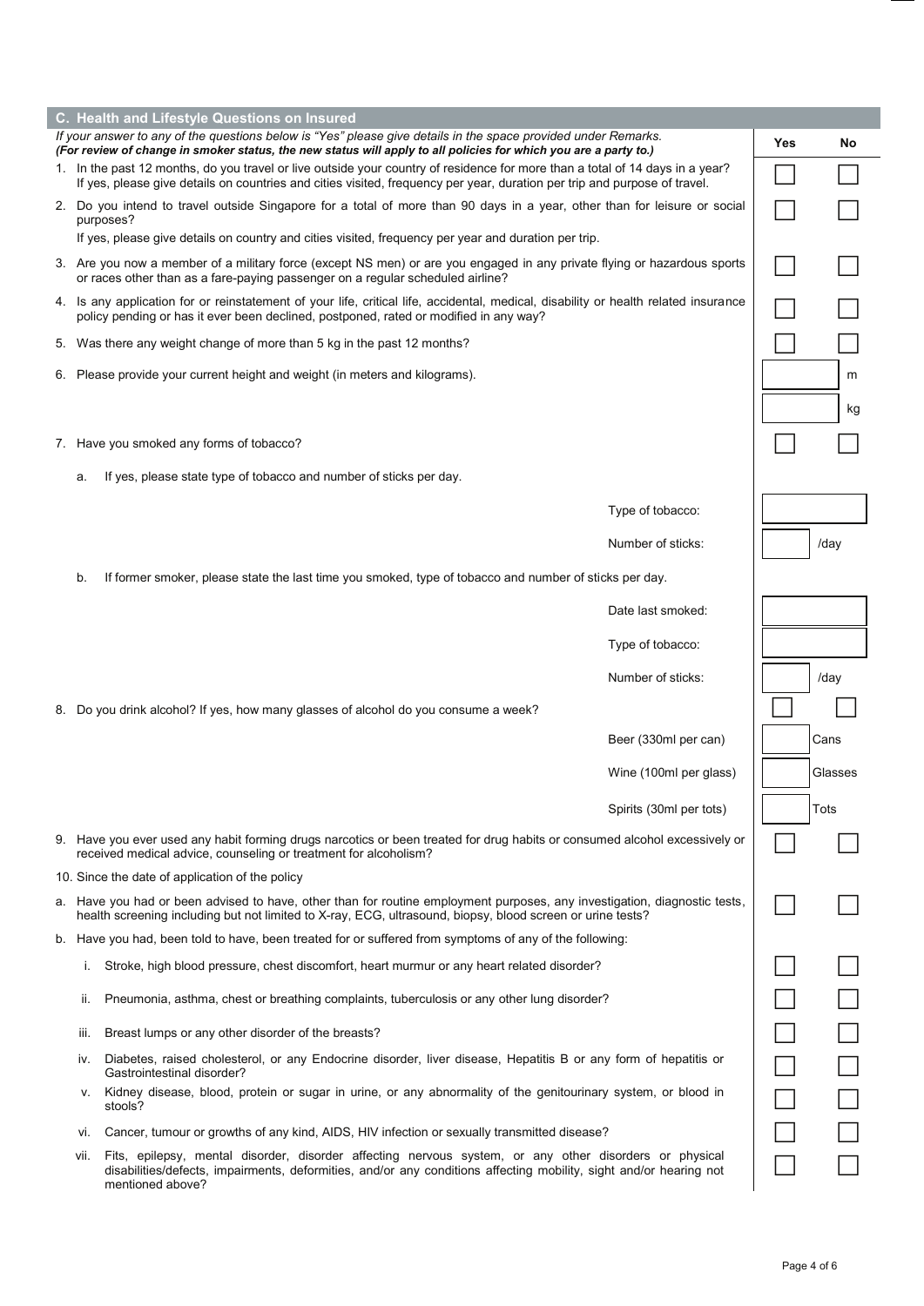## C. Health and Lifestyle Questions on Insured

*If your answer to any of the questions below is "Yes" please give details in the space provided under Remarks.*
***(For review of change in smoker status, the new status will apply to all policies for which you are a party to.)***

| Question | Yes | No |
|---|---|---|
| 1. In the past 12 months, do you travel or live outside your country of residence for more than a total of 14 days in a year? If yes, please give details on countries and cities visited, frequency per year, duration per trip and purpose of travel. | ☐ | ☐ |
| 2. Do you intend to travel outside Singapore for a total of more than 90 days in a year, other than for leisure or social purposes? If yes, please give details on country and cities visited, frequency per year and duration per trip. | ☐ | ☐ |
| 3. Are you now a member of a military force (except NS men) or are you engaged in any private flying or hazardous sports or races other than as a fare-paying passenger on a regular scheduled airline? | ☐ | ☐ |
| 4. Is any application for or reinstatement of your life, critical life, accidental, medical, disability or health related insurance policy pending or has it ever been declined, postponed, rated or modified in any way? | ☐ | ☐ |
| 5. Was there any weight change of more than 5 kg in the past 12 months? | ☐ | ☐ |

6. Please provide your current height and weight (in meters and kilograms).

| | |
|---|---|
| ______ | m |
| ______ | kg |

| Question | Yes | No |
|---|---|---|
| 7. Have you smoked any forms of tobacco? | ☐ | ☐ |

a. If yes, please state type of tobacco and number of sticks per day.

| | |
|---|---|
| Type of tobacco: | ______ |
| Number of sticks: | ______ /day |

b. If former smoker, please state the last time you smoked, type of tobacco and number of sticks per day.

| | |
|---|---|
| Date last smoked: | ______ |
| Type of tobacco: | ______ |
| Number of sticks: | ______ /day |

| Question | Yes | No |
|---|---|---|
| 8. Do you drink alcohol? If yes, how many glasses of alcohol do you consume a week? | ☐ | ☐ |

| | |
|---|---|
| Beer (330ml per can) | ______ Cans |
| Wine (100ml per glass) | ______ Glasses |
| Spirits (30ml per tots) | ______ Tots |

| Question | Yes | No |
|---|---|---|
| 9. Have you ever used any habit forming drugs narcotics or been treated for drug habits or consumed alcohol excessively or received medical advice, counseling or treatment for alcoholism? | ☐ | ☐ |
| 10. Since the date of application of the policy | | |
| a. Have you had or been advised to have, other than for routine employment purposes, any investigation, diagnostic tests, health screening including but not limited to X-ray, ECG, ultrasound, biopsy, blood screen or urine tests? | ☐ | ☐ |
| b. Have you had, been told to have, been treated for or suffered from symptoms of any of the following: | | |
| i. Stroke, high blood pressure, chest discomfort, heart murmur or any heart related disorder? | ☐ | ☐ |
| ii. Pneumonia, asthma, chest or breathing complaints, tuberculosis or any other lung disorder? | ☐ | ☐ |
| iii. Breast lumps or any other disorder of the breasts? | ☐ | ☐ |
| iv. Diabetes, raised cholesterol, or any Endocrine disorder, liver disease, Hepatitis B or any form of hepatitis or Gastrointestinal disorder? | ☐ | ☐ |
| v. Kidney disease, blood, protein or sugar in urine, or any abnormality of the genitourinary system, or blood in stools? | ☐ | ☐ |
| vi. Cancer, tumour or growths of any kind, AIDS, HIV infection or sexually transmitted disease? | ☐ | ☐ |
| vii. Fits, epilepsy, mental disorder, disorder affecting nervous system, or any other disorders or physical disabilities/defects, impairments, deformities, and/or any conditions affecting mobility, sight and/or hearing not mentioned above? | ☐ | ☐ |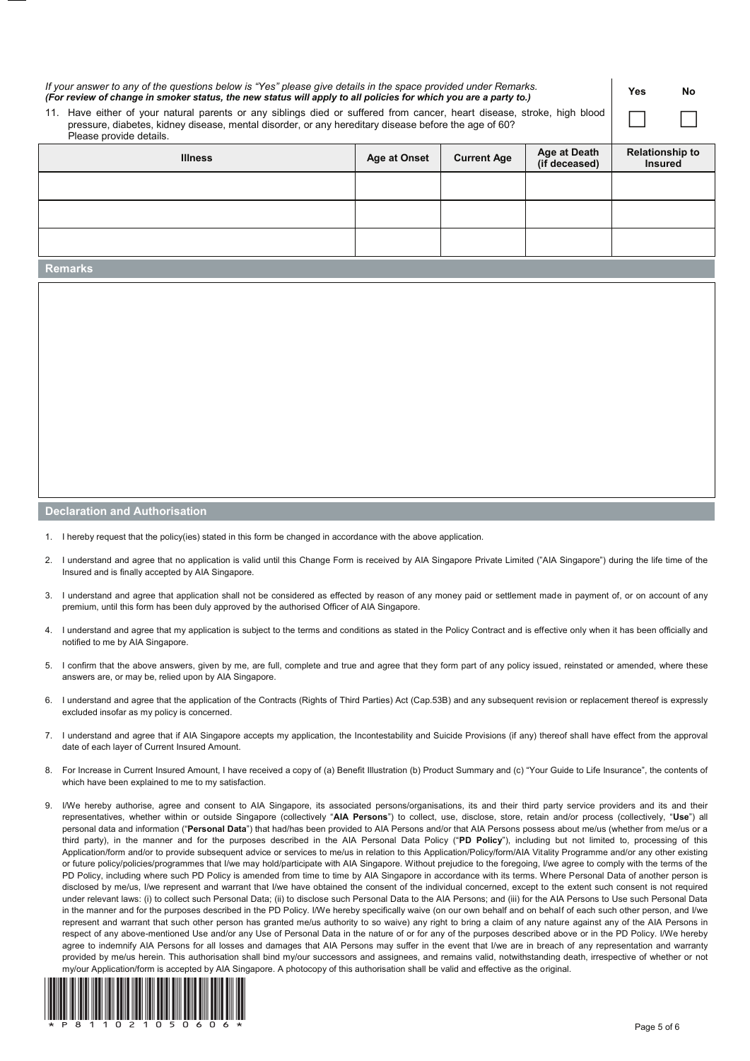*If your answer to any of the questions below is "Yes" please give details in the space provided under Remarks.*
***(For review of change in smoker status, the new status will apply to all policies for which you are a party to.)***

| | Yes | No |
|---|---|---|
| 11. Have either of your natural parents or any siblings died or suffered from cancer, heart disease, stroke, high blood pressure, diabetes, kidney disease, mental disorder, or any hereditary disease before the age of 60? Please provide details. | ☐ | ☐ |

| Illness | Age at Onset | Current Age | Age at Death (if deceased) | Relationship to Insured |
|---|---|---|---|---|
| | | | | |
| | | | | |
| | | | | |

## Remarks

## Declaration and Authorisation

1. I hereby request that the policy(ies) stated in this form be changed in accordance with the above application.

2. I understand and agree that no application is valid until this Change Form is received by AIA Singapore Private Limited ("AIA Singapore") during the life time of the Insured and is finally accepted by AIA Singapore.

3. I understand and agree that application shall not be considered as effected by reason of any money paid or settlement made in payment of, or on account of any premium, until this form has been duly approved by the authorised Officer of AIA Singapore.

4. I understand and agree that my application is subject to the terms and conditions as stated in the Policy Contract and is effective only when it has been officially and notified to me by AIA Singapore.

5. I confirm that the above answers, given by me, are full, complete and true and agree that they form part of any policy issued, reinstated or amended, where these answers are, or may be, relied upon by AIA Singapore.

6. I understand and agree that the application of the Contracts (Rights of Third Parties) Act (Cap.53B) and any subsequent revision or replacement thereof is expressly excluded insofar as my policy is concerned.

7. I understand and agree that if AIA Singapore accepts my application, the Incontestability and Suicide Provisions (if any) thereof shall have effect from the approval date of each layer of Current Insured Amount.

8. For Increase in Current Insured Amount, I have received a copy of (a) Benefit Illustration (b) Product Summary and (c) "Your Guide to Life Insurance", the contents of which have been explained to me to my satisfaction.

9. I/We hereby authorise, agree and consent to AIA Singapore, its associated persons/organisations, its and their third party service providers and its and their representatives, whether within or outside Singapore (collectively "**AIA Persons**") to collect, use, disclose, store, retain and/or process (collectively, "**Use**") all personal data and information ("**Personal Data**") that had/has been provided to AIA Persons and/or that AIA Persons possess about me/us (whether from me/us or a third party), in the manner and for the purposes described in the AIA Personal Data Policy ("**PD Policy**"), including but not limited to, processing of this Application/form and/or to provide subsequent advice or services to me/us in relation to this Application/Policy/form/AIA Vitality Programme and/or any other existing or future policy/policies/programmes that I/we may hold/participate with AIA Singapore. Without prejudice to the foregoing, I/we agree to comply with the terms of the PD Policy, including where such PD Policy is amended from time to time by AIA Singapore in accordance with its terms. Where Personal Data of another person is disclosed by me/us, I/we represent and warrant that I/we have obtained the consent of the individual concerned, except to the extent such consent is not required under relevant laws: (i) to collect such Personal Data; (ii) to disclose such Personal Data to the AIA Persons; and (iii) for the AIA Persons to Use such Personal Data in the manner and for the purposes described in the PD Policy. I/We hereby specifically waive (on our own behalf and on behalf of each such other person, and I/we represent and warrant that such other person has granted me/us authority to so waive) any right to bring a claim of any nature against any of the AIA Persons in respect of any above-mentioned Use and/or any Use of Personal Data in the nature of or for any of the purposes described above or in the PD Policy. I/We hereby agree to indemnify AIA Persons for all losses and damages that AIA Persons may suffer in the event that I/we are in breach of any representation and warranty provided by me/us herein. This authorisation shall bind my/our successors and assignees, and remains valid, notwithstanding death, irrespective of whether or not my/our Application/form is accepted by AIA Singapore. A photocopy of this authorisation shall be valid and effective as the original.

*P811021050606*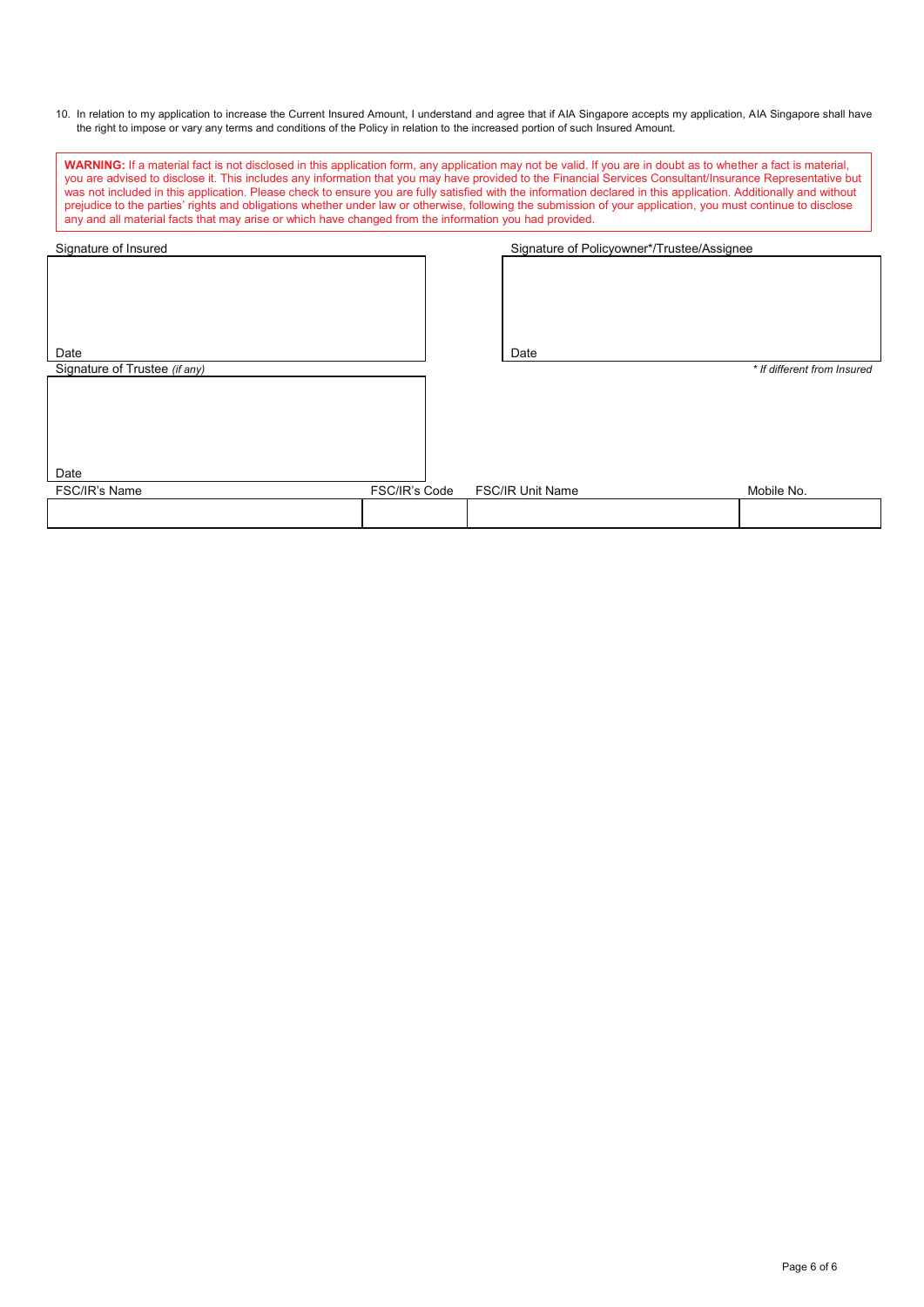10. In relation to my application to increase the Current Insured Amount, I understand and agree that if AIA Singapore accepts my application, AIA Singapore shall have the right to impose or vary any terms and conditions of the Policy in relation to the increased portion of such Insured Amount.

**WARNING:** If a material fact is not disclosed in this application form, any application may not be valid. If you are in doubt as to whether a fact is material, you are advised to disclose it. This includes any information that you may have provided to the Financial Services Consultant/Insurance Representative but was not included in this application. Please check to ensure you are fully satisfied with the information declared in this application. Additionally and without prejudice to the parties' rights and obligations whether under law or otherwise, following the submission of your application, you must continue to disclose any and all material facts that may arise or which have changed from the information you had provided.

| Signature of Insured | Signature of Policyowner*/Trustee/Assignee |
|---|---|
| Date | Date |

*\* If different from Insured*

| Signature of Trustee *(if any)* |
|---|
| Date |

| FSC/IR's Name | FSC/IR's Code | FSC/IR Unit Name | Mobile No. |
|---|---|---|---|
| | | | |